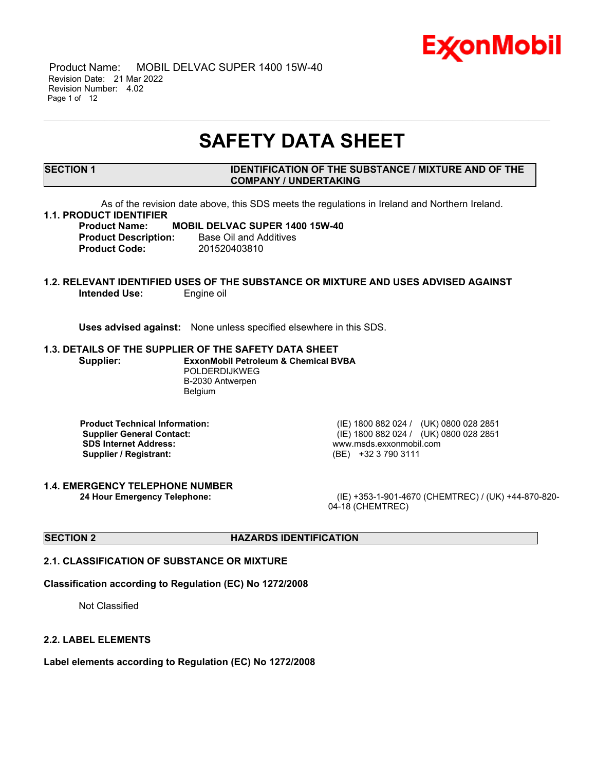# SAFETY DATA SHEET

## SECTION 1 IDENTIFICATION OF THE SUBSTANCE / MIXTURE AND OF THE COMPANY / UNDERTAKING

As of the revision date above, this SDS meets the regulations in Ireland and Northern Ireland.

### 1.1. PRODUCT IDENTIFIER

**Product Name:** **MOBIL DELVAC SUPER 1400 15W-40**
**Product Description:** Base Oil and Additives
**Product Code:** 201520403810

### 1.2. RELEVANT IDENTIFIED USES OF THE SUBSTANCE OR MIXTURE AND USES ADVISED AGAINST

**Intended Use:** Engine oil

**Uses advised against:** None unless specified elsewhere in this SDS.

### 1.3. DETAILS OF THE SUPPLIER OF THE SAFETY DATA SHEET

**Supplier:** **ExxonMobil Petroleum & Chemical BVBA**
POLDERDIJKWEG
B-2030 Antwerpen
Belgium

**Product Technical Information:** (IE) 1800 882 024 / (UK) 0800 028 2851
**Supplier General Contact:** (IE) 1800 882 024 / (UK) 0800 028 2851
**SDS Internet Address:** www.msds.exxonmobil.com
**Supplier / Registrant:** (BE) +32 3 790 3111

### 1.4. EMERGENCY TELEPHONE NUMBER

**24 Hour Emergency Telephone:** (IE) +353-1-901-4670 (CHEMTREC) / (UK) +44-870-820-04-18 (CHEMTREC)

## SECTION 2 HAZARDS IDENTIFICATION

### 2.1. CLASSIFICATION OF SUBSTANCE OR MIXTURE

**Classification according to Regulation (EC) No 1272/2008**

Not Classified

### 2.2. LABEL ELEMENTS

**Label elements according to Regulation (EC) No 1272/2008**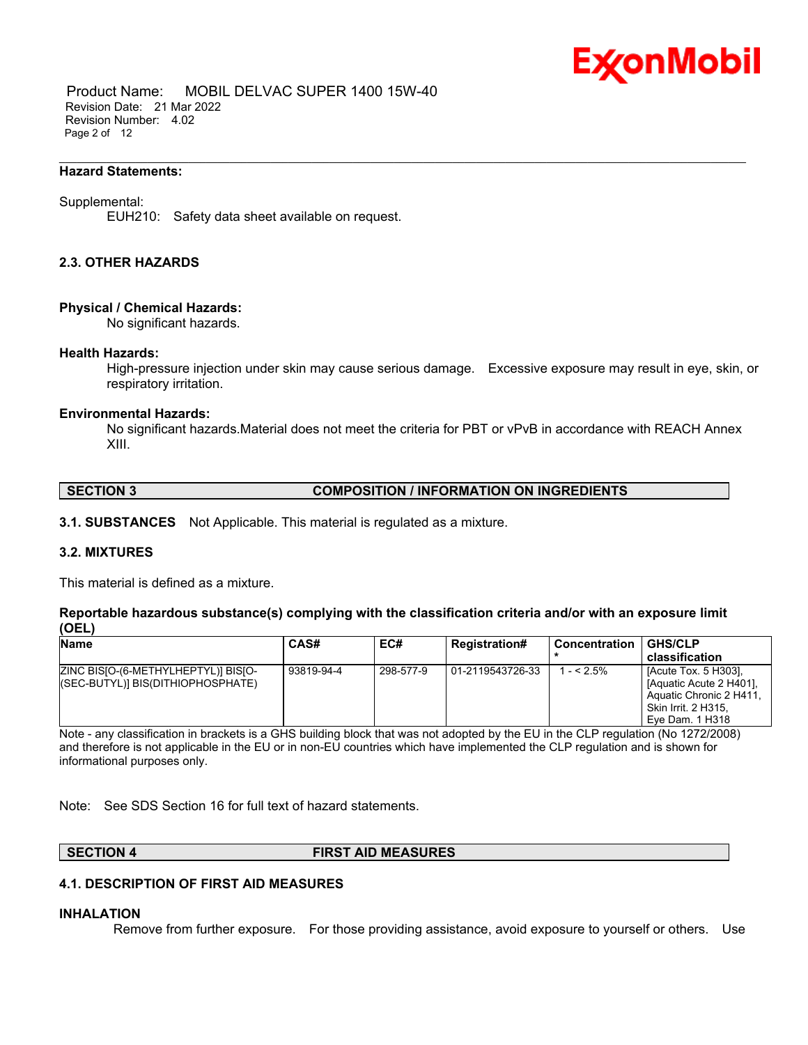**Hazard Statements:**

Supplemental:
EUH210: Safety data sheet available on request.

### 2.3. OTHER HAZARDS

**Physical / Chemical Hazards:**
No significant hazards.

**Health Hazards:**
High-pressure injection under skin may cause serious damage. Excessive exposure may result in eye, skin, or respiratory irritation.

**Environmental Hazards:**
No significant hazards.Material does not meet the criteria for PBT or vPvB in accordance with REACH Annex XIII.

## SECTION 3 COMPOSITION / INFORMATION ON INGREDIENTS

**3.1. SUBSTANCES** Not Applicable. This material is regulated as a mixture.

### 3.2. MIXTURES

This material is defined as a mixture.

**Reportable hazardous substance(s) complying with the classification criteria and/or with an exposure limit (OEL)**

| Name | CAS# | EC# | Registration# | Concentration * | GHS/CLP classification |
|---|---|---|---|---|---|
| ZINC BIS[O-(6-METHYLHEPTYL)] BIS[O-(SEC-BUTYL)] BIS(DITHIOPHOSPHATE) | 93819-94-4 | 298-577-9 | 01-2119543726-33 | 1 - < 2.5% | [Acute Tox. 5 H303], [Aquatic Acute 2 H401], Aquatic Chronic 2 H411, Skin Irrit. 2 H315, Eye Dam. 1 H318 |

Note - any classification in brackets is a GHS building block that was not adopted by the EU in the CLP regulation (No 1272/2008) and therefore is not applicable in the EU or in non-EU countries which have implemented the CLP regulation and is shown for informational purposes only.

Note: See SDS Section 16 for full text of hazard statements.

## SECTION 4 FIRST AID MEASURES

### 4.1. DESCRIPTION OF FIRST AID MEASURES

**INHALATION**
Remove from further exposure. For those providing assistance, avoid exposure to yourself or others. Use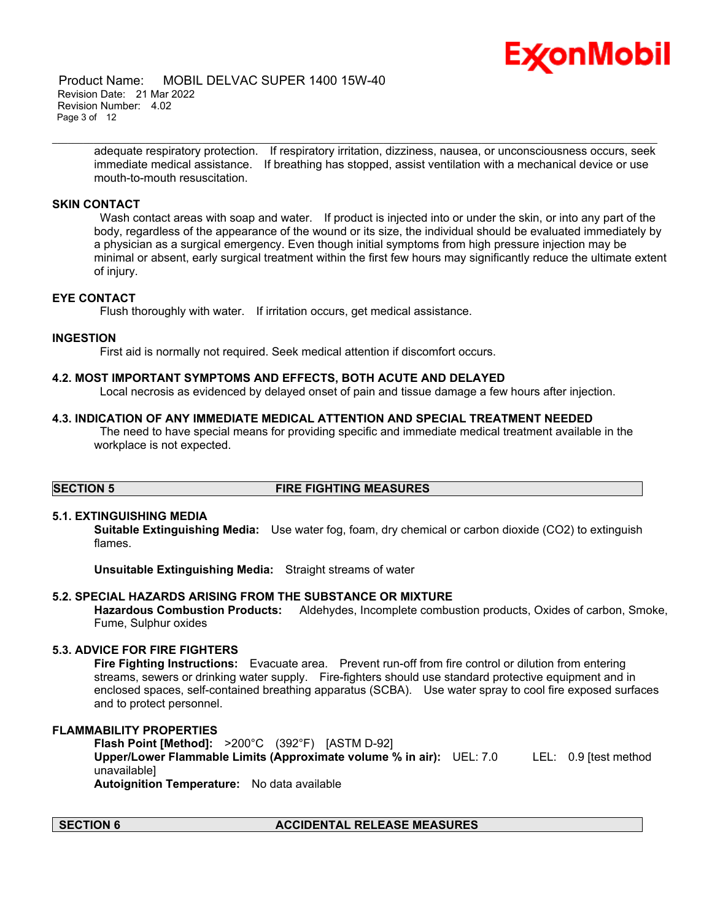adequate respiratory protection. If respiratory irritation, dizziness, nausea, or unconsciousness occurs, seek immediate medical assistance. If breathing has stopped, assist ventilation with a mechanical device or use mouth-to-mouth resuscitation.

### SKIN CONTACT

Wash contact areas with soap and water. If product is injected into or under the skin, or into any part of the body, regardless of the appearance of the wound or its size, the individual should be evaluated immediately by a physician as a surgical emergency. Even though initial symptoms from high pressure injection may be minimal or absent, early surgical treatment within the first few hours may significantly reduce the ultimate extent of injury.

### EYE CONTACT

Flush thoroughly with water. If irritation occurs, get medical assistance.

### INGESTION

First aid is normally not required. Seek medical attention if discomfort occurs.

### 4.2. MOST IMPORTANT SYMPTOMS AND EFFECTS, BOTH ACUTE AND DELAYED

Local necrosis as evidenced by delayed onset of pain and tissue damage a few hours after injection.

### 4.3. INDICATION OF ANY IMMEDIATE MEDICAL ATTENTION AND SPECIAL TREATMENT NEEDED

The need to have special means for providing specific and immediate medical treatment available in the workplace is not expected.

## SECTION 5 FIRE FIGHTING MEASURES

### 5.1. EXTINGUISHING MEDIA

**Suitable Extinguishing Media:** Use water fog, foam, dry chemical or carbon dioxide ($CO_2$) to extinguish flames.

**Unsuitable Extinguishing Media:** Straight streams of water

### 5.2. SPECIAL HAZARDS ARISING FROM THE SUBSTANCE OR MIXTURE

**Hazardous Combustion Products:** Aldehydes, Incomplete combustion products, Oxides of carbon, Smoke, Fume, Sulphur oxides

### 5.3. ADVICE FOR FIRE FIGHTERS

**Fire Fighting Instructions:** Evacuate area. Prevent run-off from fire control or dilution from entering streams, sewers or drinking water supply. Fire-fighters should use standard protective equipment and in enclosed spaces, self-contained breathing apparatus (SCBA). Use water spray to cool fire exposed surfaces and to protect personnel.

### FLAMMABILITY PROPERTIES

**Flash Point [Method]:** >200°C (392°F) [ASTM D-92]
**Upper/Lower Flammable Limits (Approximate volume % in air):** UEL: 7.0 LEL: 0.9 [test method unavailable]
**Autoignition Temperature:** No data available

## SECTION 6 ACCIDENTAL RELEASE MEASURES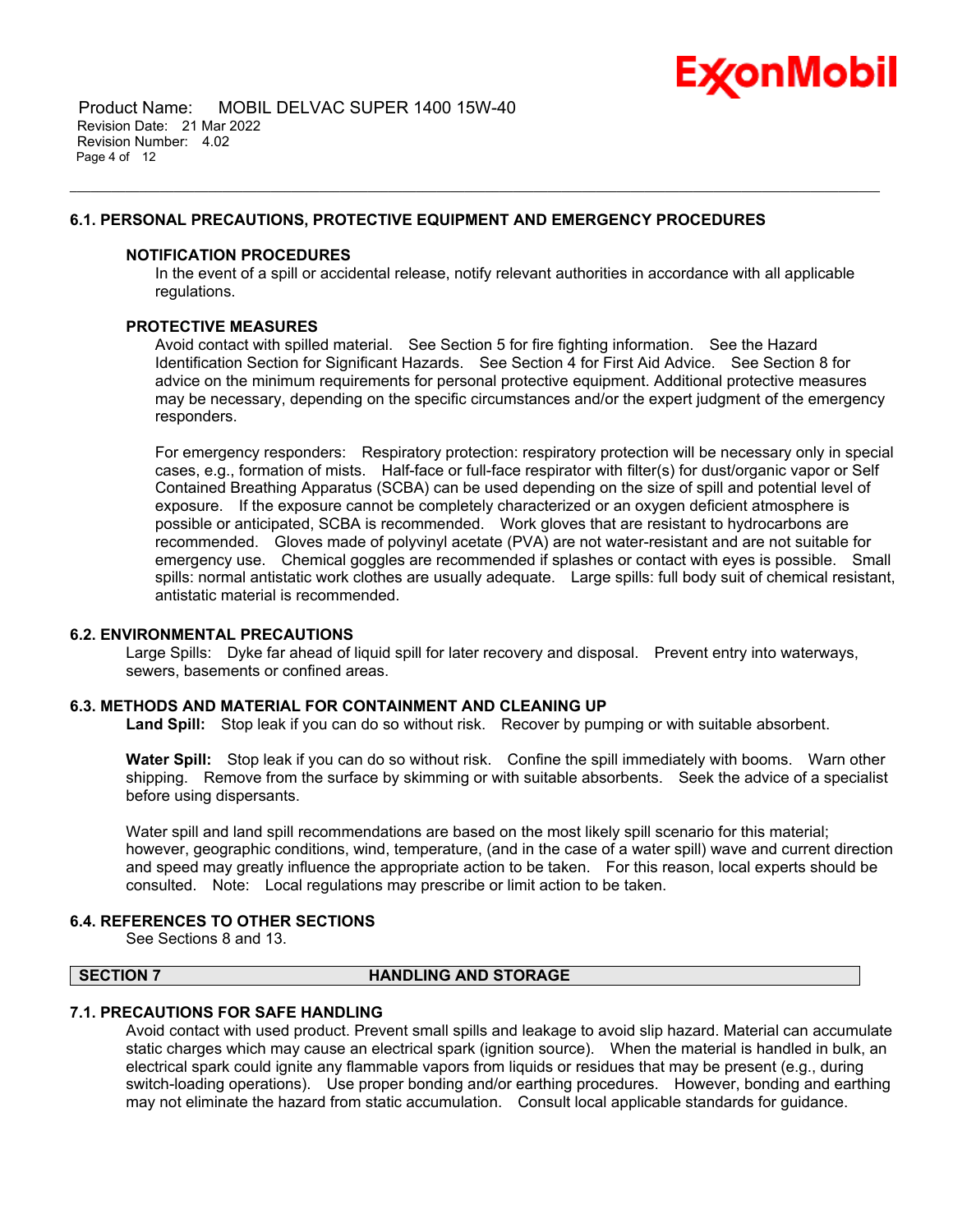### 6.1. PERSONAL PRECAUTIONS, PROTECTIVE EQUIPMENT AND EMERGENCY PROCEDURES

**NOTIFICATION PROCEDURES**

In the event of a spill or accidental release, notify relevant authorities in accordance with all applicable regulations.

**PROTECTIVE MEASURES**

Avoid contact with spilled material. See Section 5 for fire fighting information. See the Hazard Identification Section for Significant Hazards. See Section 4 for First Aid Advice. See Section 8 for advice on the minimum requirements for personal protective equipment. Additional protective measures may be necessary, depending on the specific circumstances and/or the expert judgment of the emergency responders.

For emergency responders: Respiratory protection: respiratory protection will be necessary only in special cases, e.g., formation of mists. Half-face or full-face respirator with filter(s) for dust/organic vapor or Self Contained Breathing Apparatus (SCBA) can be used depending on the size of spill and potential level of exposure. If the exposure cannot be completely characterized or an oxygen deficient atmosphere is possible or anticipated, SCBA is recommended. Work gloves that are resistant to hydrocarbons are recommended. Gloves made of polyvinyl acetate (PVA) are not water-resistant and are not suitable for emergency use. Chemical goggles are recommended if splashes or contact with eyes is possible. Small spills: normal antistatic work clothes are usually adequate. Large spills: full body suit of chemical resistant, antistatic material is recommended.

### 6.2. ENVIRONMENTAL PRECAUTIONS

Large Spills: Dyke far ahead of liquid spill for later recovery and disposal. Prevent entry into waterways, sewers, basements or confined areas.

### 6.3. METHODS AND MATERIAL FOR CONTAINMENT AND CLEANING UP

**Land Spill:** Stop leak if you can do so without risk. Recover by pumping or with suitable absorbent.

**Water Spill:** Stop leak if you can do so without risk. Confine the spill immediately with booms. Warn other shipping. Remove from the surface by skimming or with suitable absorbents. Seek the advice of a specialist before using dispersants.

Water spill and land spill recommendations are based on the most likely spill scenario for this material; however, geographic conditions, wind, temperature, (and in the case of a water spill) wave and current direction and speed may greatly influence the appropriate action to be taken. For this reason, local experts should be consulted. Note: Local regulations may prescribe or limit action to be taken.

### 6.4. REFERENCES TO OTHER SECTIONS

See Sections 8 and 13.

## SECTION 7 HANDLING AND STORAGE

### 7.1. PRECAUTIONS FOR SAFE HANDLING

Avoid contact with used product. Prevent small spills and leakage to avoid slip hazard. Material can accumulate static charges which may cause an electrical spark (ignition source). When the material is handled in bulk, an electrical spark could ignite any flammable vapors from liquids or residues that may be present (e.g., during switch-loading operations). Use proper bonding and/or earthing procedures. However, bonding and earthing may not eliminate the hazard from static accumulation. Consult local applicable standards for guidance.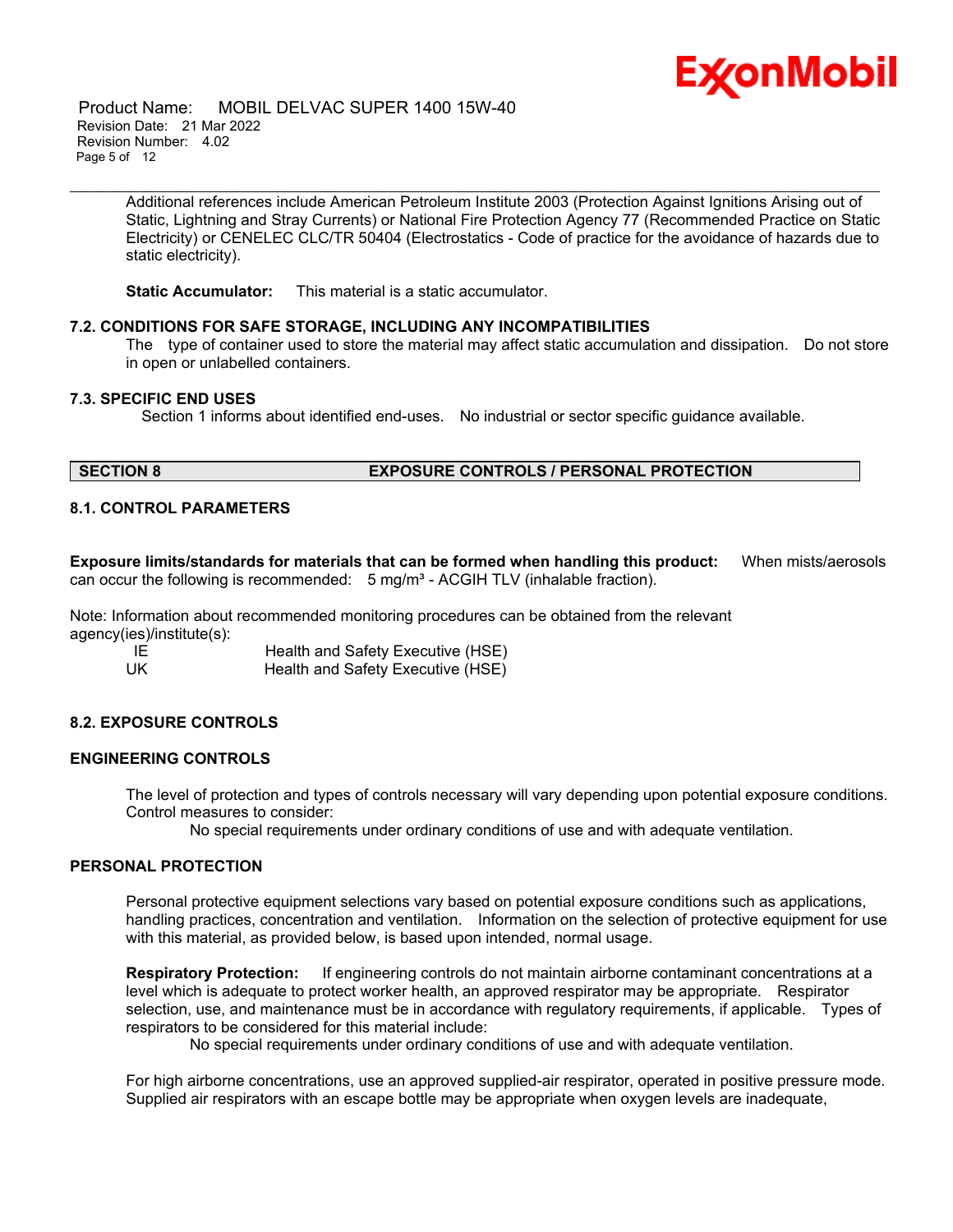Additional references include American Petroleum Institute 2003 (Protection Against Ignitions Arising out of Static, Lightning and Stray Currents) or National Fire Protection Agency 77 (Recommended Practice on Static Electricity) or CENELEC CLC/TR 50404 (Electrostatics - Code of practice for the avoidance of hazards due to static electricity).

**Static Accumulator:** This material is a static accumulator.

### 7.2. CONDITIONS FOR SAFE STORAGE, INCLUDING ANY INCOMPATIBILITIES

The type of container used to store the material may affect static accumulation and dissipation. Do not store in open or unlabelled containers.

### 7.3. SPECIFIC END USES

Section 1 informs about identified end-uses. No industrial or sector specific guidance available.

## SECTION 8 EXPOSURE CONTROLS / PERSONAL PROTECTION

### 8.1. CONTROL PARAMETERS

**Exposure limits/standards for materials that can be formed when handling this product:** When mists/aerosols can occur the following is recommended: 5 mg/m³ - ACGIH TLV (inhalable fraction).

Note: Information about recommended monitoring procedures can be obtained from the relevant agency(ies)/institute(s):

| | |
|---|---|
| IE | Health and Safety Executive (HSE) |
| UK | Health and Safety Executive (HSE) |

### 8.2. EXPOSURE CONTROLS

#### ENGINEERING CONTROLS

The level of protection and types of controls necessary will vary depending upon potential exposure conditions. Control measures to consider:

No special requirements under ordinary conditions of use and with adequate ventilation.

#### PERSONAL PROTECTION

Personal protective equipment selections vary based on potential exposure conditions such as applications, handling practices, concentration and ventilation. Information on the selection of protective equipment for use with this material, as provided below, is based upon intended, normal usage.

**Respiratory Protection:** If engineering controls do not maintain airborne contaminant concentrations at a level which is adequate to protect worker health, an approved respirator may be appropriate. Respirator selection, use, and maintenance must be in accordance with regulatory requirements, if applicable. Types of respirators to be considered for this material include:

No special requirements under ordinary conditions of use and with adequate ventilation.

For high airborne concentrations, use an approved supplied-air respirator, operated in positive pressure mode. Supplied air respirators with an escape bottle may be appropriate when oxygen levels are inadequate,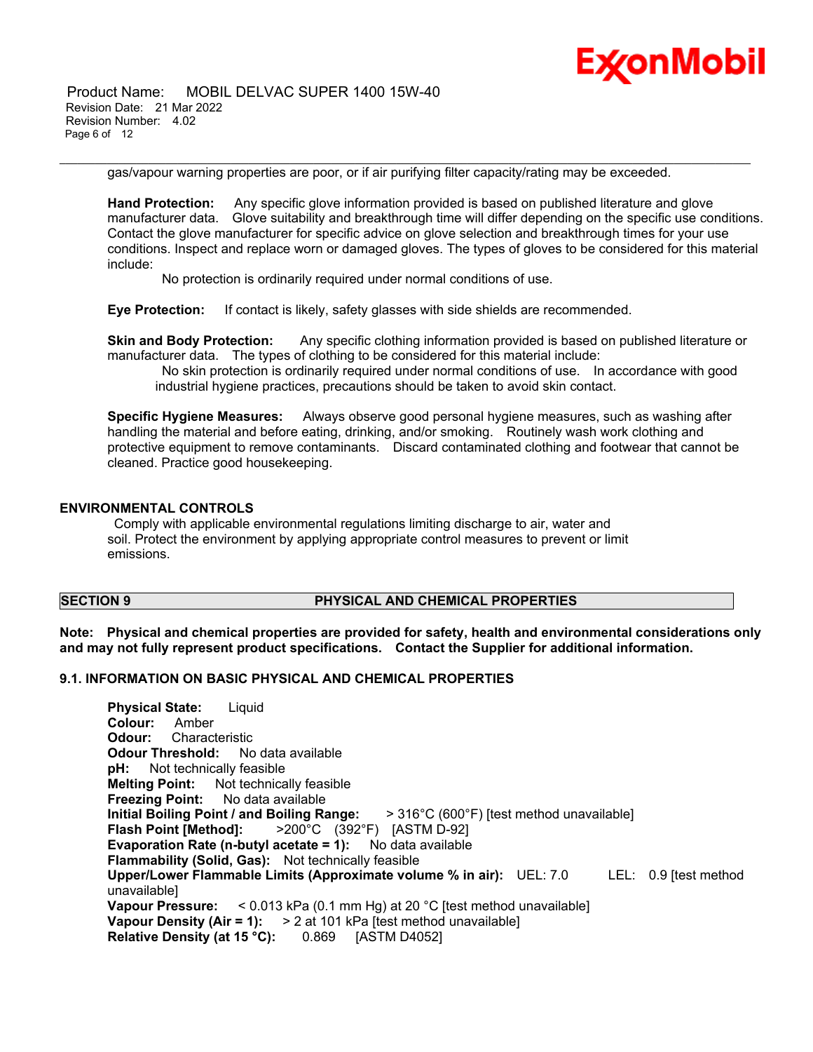gas/vapour warning properties are poor, or if air purifying filter capacity/rating may be exceeded.

**Hand Protection:** Any specific glove information provided is based on published literature and glove manufacturer data. Glove suitability and breakthrough time will differ depending on the specific use conditions. Contact the glove manufacturer for specific advice on glove selection and breakthrough times for your use conditions. Inspect and replace worn or damaged gloves. The types of gloves to be considered for this material include:

No protection is ordinarily required under normal conditions of use.

**Eye Protection:** If contact is likely, safety glasses with side shields are recommended.

**Skin and Body Protection:** Any specific clothing information provided is based on published literature or manufacturer data. The types of clothing to be considered for this material include:

No skin protection is ordinarily required under normal conditions of use. In accordance with good industrial hygiene practices, precautions should be taken to avoid skin contact.

**Specific Hygiene Measures:** Always observe good personal hygiene measures, such as washing after handling the material and before eating, drinking, and/or smoking. Routinely wash work clothing and protective equipment to remove contaminants. Discard contaminated clothing and footwear that cannot be cleaned. Practice good housekeeping.

### ENVIRONMENTAL CONTROLS

Comply with applicable environmental regulations limiting discharge to air, water and soil. Protect the environment by applying appropriate control measures to prevent or limit emissions.

## SECTION 9 PHYSICAL AND CHEMICAL PROPERTIES

**Note: Physical and chemical properties are provided for safety, health and environmental considerations only and may not fully represent product specifications. Contact the Supplier for additional information.**

### 9.1. INFORMATION ON BASIC PHYSICAL AND CHEMICAL PROPERTIES

**Physical State:** Liquid
**Colour:** Amber
**Odour:** Characteristic
**Odour Threshold:** No data available
**pH:** Not technically feasible
**Melting Point:** Not technically feasible
**Freezing Point:** No data available
**Initial Boiling Point / and Boiling Range:** > 316°C (600°F) [test method unavailable]
**Flash Point [Method]:** >200°C (392°F) [ASTM D-92]
**Evaporation Rate (n-butyl acetate = 1):** No data available
**Flammability (Solid, Gas):** Not technically feasible
**Upper/Lower Flammable Limits (Approximate volume % in air):** UEL: 7.0 LEL: 0.9 [test method unavailable]
**Vapour Pressure:** < 0.013 kPa (0.1 mm Hg) at 20 °C [test method unavailable]
**Vapour Density (Air = 1):** > 2 at 101 kPa [test method unavailable]
**Relative Density (at 15 °C):** 0.869 [ASTM D4052]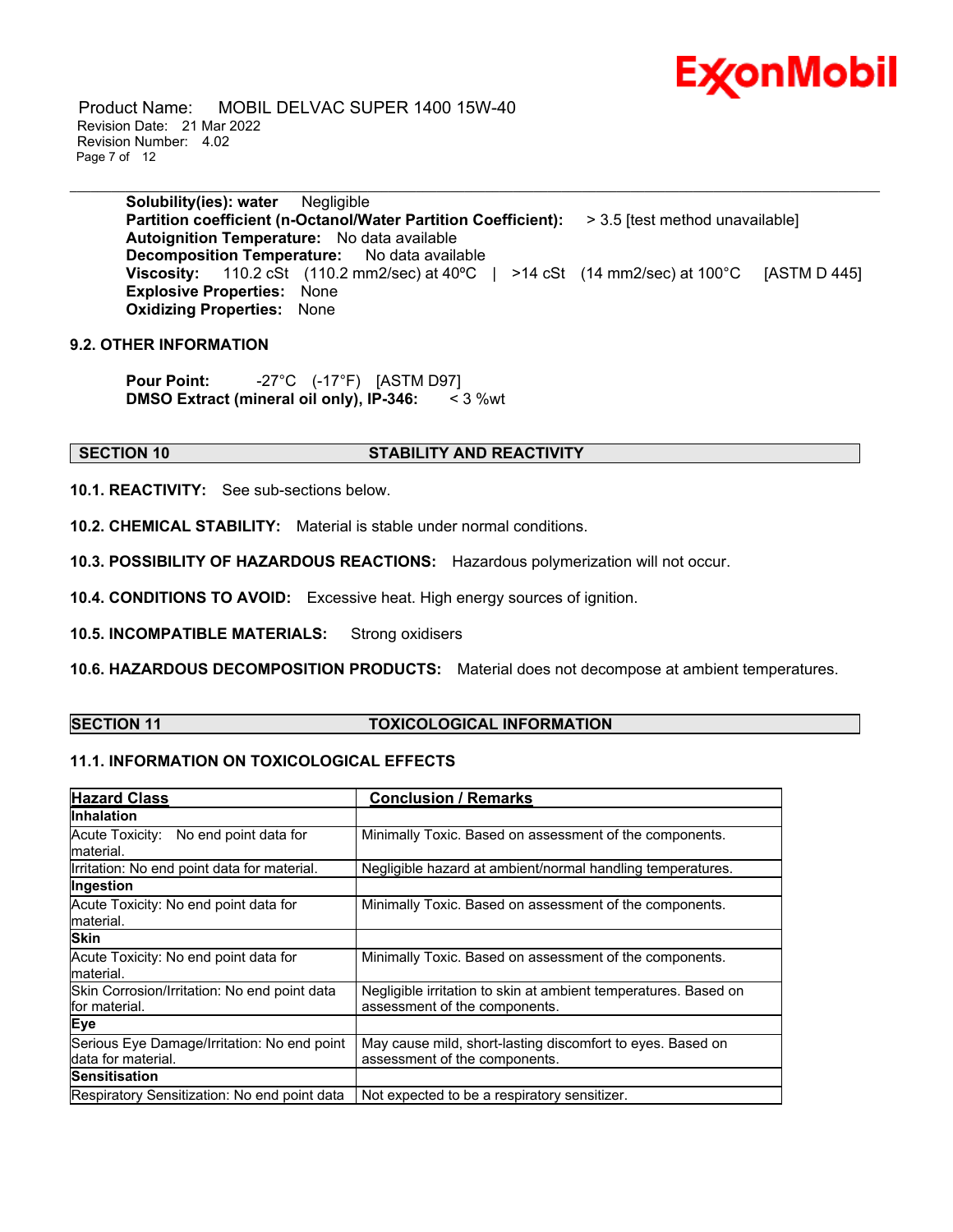**Solubility(ies): water** Negligible
**Partition coefficient (n-Octanol/Water Partition Coefficient):** > 3.5 [test method unavailable]
**Autoignition Temperature:** No data available
**Decomposition Temperature:** No data available
**Viscosity:** 110.2 cSt (110.2 mm2/sec) at 40ºC | >14 cSt (14 mm2/sec) at 100°C [ASTM D 445]
**Explosive Properties:** None
**Oxidizing Properties:** None

### 9.2. OTHER INFORMATION

**Pour Point:** -27°C (-17°F) [ASTM D97]
**DMSO Extract (mineral oil only), IP-346:** < 3 %wt

## SECTION 10 STABILITY AND REACTIVITY

**10.1. REACTIVITY:** See sub-sections below.

**10.2. CHEMICAL STABILITY:** Material is stable under normal conditions.

**10.3. POSSIBILITY OF HAZARDOUS REACTIONS:** Hazardous polymerization will not occur.

**10.4. CONDITIONS TO AVOID:** Excessive heat. High energy sources of ignition.

**10.5. INCOMPATIBLE MATERIALS:** Strong oxidisers

**10.6. HAZARDOUS DECOMPOSITION PRODUCTS:** Material does not decompose at ambient temperatures.

## SECTION 11 TOXICOLOGICAL INFORMATION

### 11.1. INFORMATION ON TOXICOLOGICAL EFFECTS

| Hazard Class | Conclusion / Remarks |
|---|---|
| **Inhalation** | |
| Acute Toxicity: No end point data for material. | Minimally Toxic. Based on assessment of the components. |
| Irritation: No end point data for material. | Negligible hazard at ambient/normal handling temperatures. |
| **Ingestion** | |
| Acute Toxicity: No end point data for material. | Minimally Toxic. Based on assessment of the components. |
| **Skin** | |
| Acute Toxicity: No end point data for material. | Minimally Toxic. Based on assessment of the components. |
| Skin Corrosion/Irritation: No end point data for material. | Negligible irritation to skin at ambient temperatures. Based on assessment of the components. |
| **Eye** | |
| Serious Eye Damage/Irritation: No end point data for material. | May cause mild, short-lasting discomfort to eyes. Based on assessment of the components. |
| **Sensitisation** | |
| Respiratory Sensitization: No end point data | Not expected to be a respiratory sensitizer. |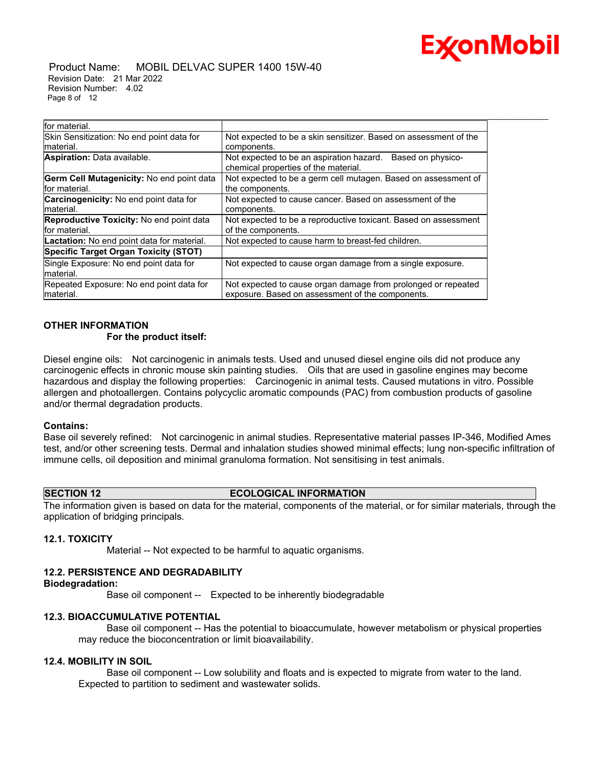| | |
|---|---|
| for material. | |
| Skin Sensitization: No end point data for material. | Not expected to be a skin sensitizer. Based on assessment of the components. |
| **Aspiration:** Data available. | Not expected to be an aspiration hazard. Based on physico-chemical properties of the material. |
| **Germ Cell Mutagenicity:** No end point data for material. | Not expected to be a germ cell mutagen. Based on assessment of the components. |
| **Carcinogenicity:** No end point data for material. | Not expected to cause cancer. Based on assessment of the components. |
| **Reproductive Toxicity:** No end point data for material. | Not expected to be a reproductive toxicant. Based on assessment of the components. |
| **Lactation:** No end point data for material. | Not expected to cause harm to breast-fed children. |
| **Specific Target Organ Toxicity (STOT)** | |
| Single Exposure: No end point data for material. | Not expected to cause organ damage from a single exposure. |
| Repeated Exposure: No end point data for material. | Not expected to cause organ damage from prolonged or repeated exposure. Based on assessment of the components. |

**OTHER INFORMATION**

**For the product itself:**

Diesel engine oils: Not carcinogenic in animals tests. Used and unused diesel engine oils did not produce any carcinogenic effects in chronic mouse skin painting studies. Oils that are used in gasoline engines may become hazardous and display the following properties: Carcinogenic in animal tests. Caused mutations in vitro. Possible allergen and photoallergen. Contains polycyclic aromatic compounds (PAC) from combustion products of gasoline and/or thermal degradation products.

**Contains:**

Base oil severely refined: Not carcinogenic in animal studies. Representative material passes IP-346, Modified Ames test, and/or other screening tests. Dermal and inhalation studies showed minimal effects; lung non-specific infiltration of immune cells, oil deposition and minimal granuloma formation. Not sensitising in test animals.

## SECTION 12 ECOLOGICAL INFORMATION

The information given is based on data for the material, components of the material, or for similar materials, through the application of bridging principles.

### 12.1. TOXICITY

Material -- Not expected to be harmful to aquatic organisms.

### 12.2. PERSISTENCE AND DEGRADABILITY

**Biodegradation:**

Base oil component -- Expected to be inherently biodegradable

### 12.3. BIOACCUMULATIVE POTENTIAL

Base oil component -- Has the potential to bioaccumulate, however metabolism or physical properties may reduce the bioconcentration or limit bioavailability.

### 12.4. MOBILITY IN SOIL

Base oil component -- Low solubility and floats and is expected to migrate from water to the land. Expected to partition to sediment and wastewater solids.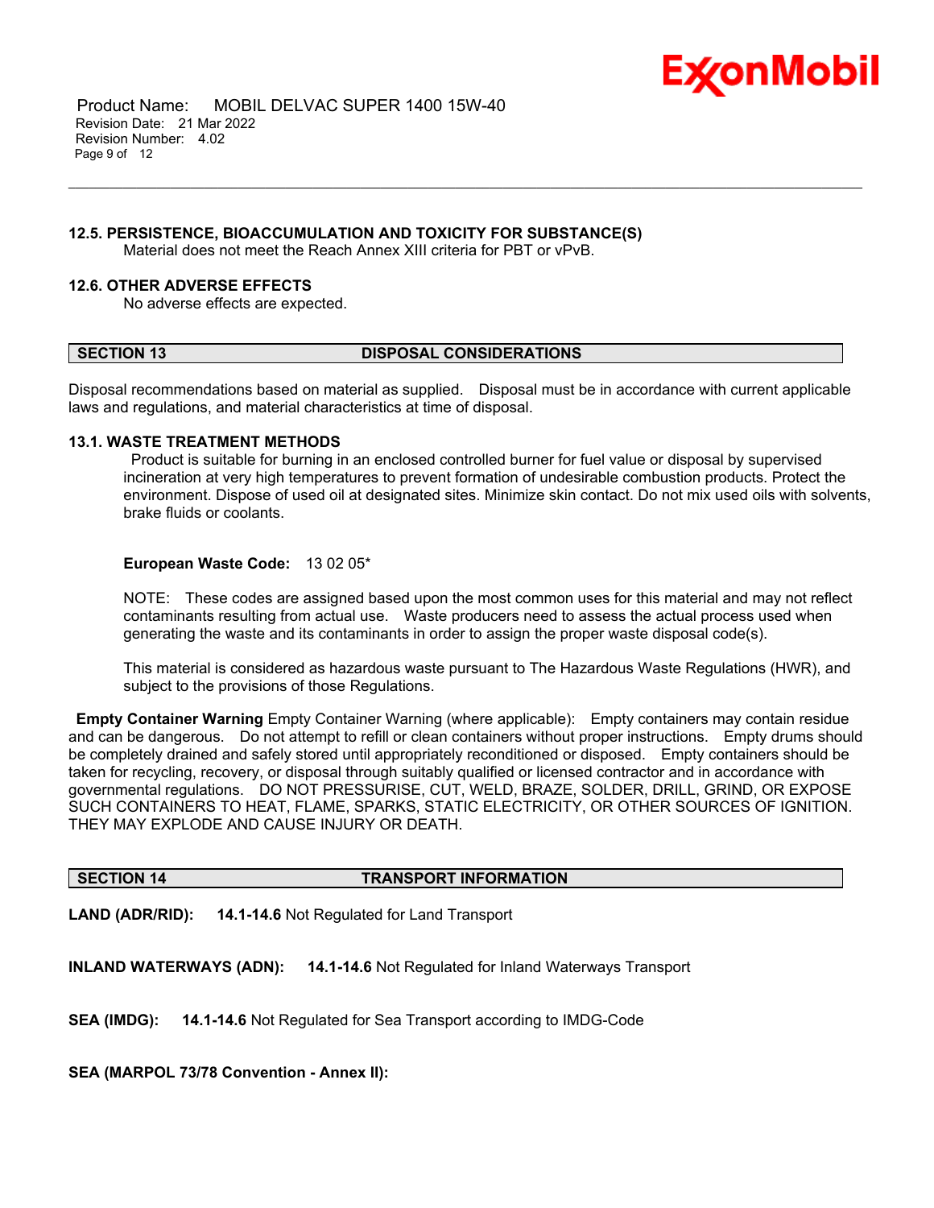### 12.5. PERSISTENCE, BIOACCUMULATION AND TOXICITY FOR SUBSTANCE(S)

Material does not meet the Reach Annex XIII criteria for PBT or vPvB.

### 12.6. OTHER ADVERSE EFFECTS

No adverse effects are expected.

## SECTION 13 DISPOSAL CONSIDERATIONS

Disposal recommendations based on material as supplied. Disposal must be in accordance with current applicable laws and regulations, and material characteristics at time of disposal.

### 13.1. WASTE TREATMENT METHODS

Product is suitable for burning in an enclosed controlled burner for fuel value or disposal by supervised incineration at very high temperatures to prevent formation of undesirable combustion products. Protect the environment. Dispose of used oil at designated sites. Minimize skin contact. Do not mix used oils with solvents, brake fluids or coolants.

**European Waste Code:** 13 02 05*

NOTE: These codes are assigned based upon the most common uses for this material and may not reflect contaminants resulting from actual use. Waste producers need to assess the actual process used when generating the waste and its contaminants in order to assign the proper waste disposal code(s).

This material is considered as hazardous waste pursuant to The Hazardous Waste Regulations (HWR), and subject to the provisions of those Regulations.

**Empty Container Warning** Empty Container Warning (where applicable): Empty containers may contain residue and can be dangerous. Do not attempt to refill or clean containers without proper instructions. Empty drums should be completely drained and safely stored until appropriately reconditioned or disposed. Empty containers should be taken for recycling, recovery, or disposal through suitably qualified or licensed contractor and in accordance with governmental regulations. DO NOT PRESSURISE, CUT, WELD, BRAZE, SOLDER, DRILL, GRIND, OR EXPOSE SUCH CONTAINERS TO HEAT, FLAME, SPARKS, STATIC ELECTRICITY, OR OTHER SOURCES OF IGNITION. THEY MAY EXPLODE AND CAUSE INJURY OR DEATH.

## SECTION 14 TRANSPORT INFORMATION

**LAND (ADR/RID):** **14.1-14.6** Not Regulated for Land Transport

**INLAND WATERWAYS (ADN):** **14.1-14.6** Not Regulated for Inland Waterways Transport

**SEA (IMDG):** **14.1-14.6** Not Regulated for Sea Transport according to IMDG-Code

**SEA (MARPOL 73/78 Convention - Annex II):**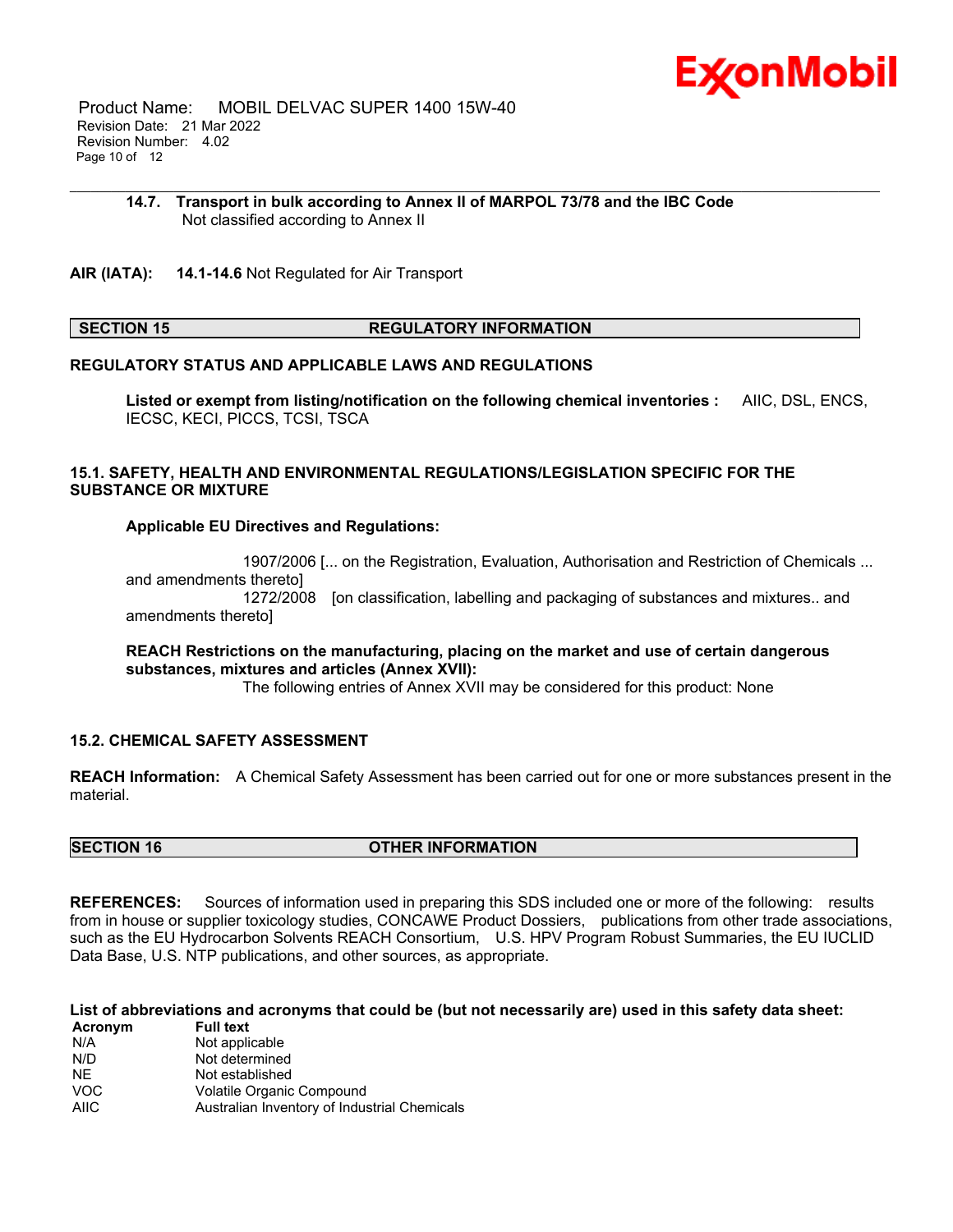**14.7. Transport in bulk according to Annex II of MARPOL 73/78 and the IBC Code**
Not classified according to Annex II

**AIR (IATA):** **14.1-14.6** Not Regulated for Air Transport

## SECTION 15 REGULATORY INFORMATION

**REGULATORY STATUS AND APPLICABLE LAWS AND REGULATIONS**

**Listed or exempt from listing/notification on the following chemical inventories :** AIIC, DSL, ENCS, IECSC, KECI, PICCS, TCSI, TSCA

**15.1. SAFETY, HEALTH AND ENVIRONMENTAL REGULATIONS/LEGISLATION SPECIFIC FOR THE SUBSTANCE OR MIXTURE**

**Applicable EU Directives and Regulations:**

1907/2006 [... on the Registration, Evaluation, Authorisation and Restriction of Chemicals ... and amendments thereto]
1272/2008 [on classification, labelling and packaging of substances and mixtures.. and amendments thereto]

**REACH Restrictions on the manufacturing, placing on the market and use of certain dangerous substances, mixtures and articles (Annex XVII):**
The following entries of Annex XVII may be considered for this product: None

**15.2. CHEMICAL SAFETY ASSESSMENT**

**REACH Information:** A Chemical Safety Assessment has been carried out for one or more substances present in the material.

## SECTION 16 OTHER INFORMATION

**REFERENCES:** Sources of information used in preparing this SDS included one or more of the following: results from in house or supplier toxicology studies, CONCAWE Product Dossiers, publications from other trade associations, such as the EU Hydrocarbon Solvents REACH Consortium, U.S. HPV Program Robust Summaries, the EU IUCLID Data Base, U.S. NTP publications, and other sources, as appropriate.

**List of abbreviations and acronyms that could be (but not necessarily are) used in this safety data sheet:**

| Acronym | Full text |
| --- | --- |
| N/A | Not applicable |
| N/D | Not determined |
| NE | Not established |
| VOC | Volatile Organic Compound |
| AIIC | Australian Inventory of Industrial Chemicals |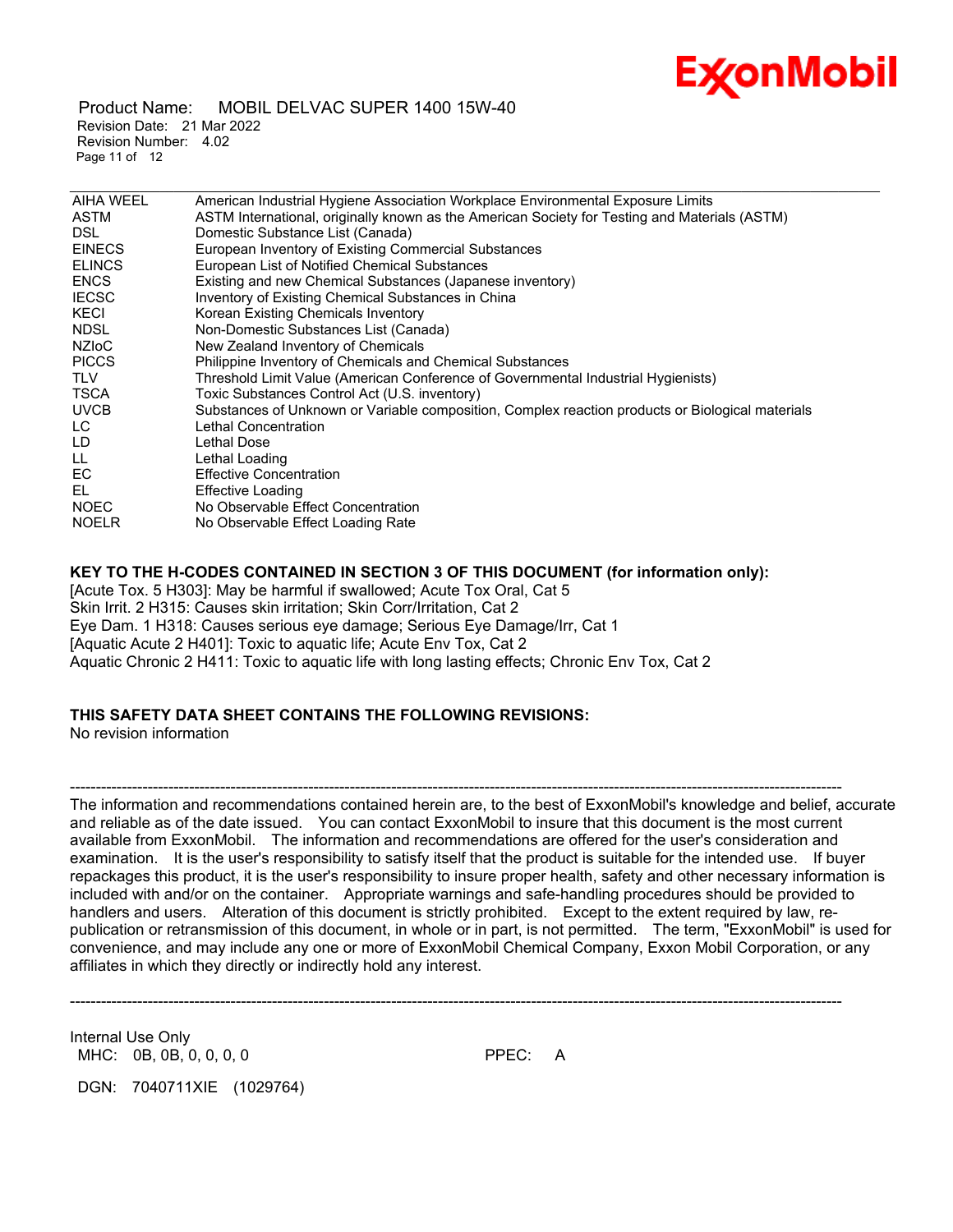| | |
|---|---|
| AIHA WEEL | American Industrial Hygiene Association Workplace Environmental Exposure Limits |
| ASTM | ASTM International, originally known as the American Society for Testing and Materials (ASTM) |
| DSL | Domestic Substance List (Canada) |
| EINECS | European Inventory of Existing Commercial Substances |
| ELINCS | European List of Notified Chemical Substances |
| ENCS | Existing and new Chemical Substances (Japanese inventory) |
| IECSC | Inventory of Existing Chemical Substances in China |
| KECI | Korean Existing Chemicals Inventory |
| NDSL | Non-Domestic Substances List (Canada) |
| NZIoC | New Zealand Inventory of Chemicals |
| PICCS | Philippine Inventory of Chemicals and Chemical Substances |
| TLV | Threshold Limit Value (American Conference of Governmental Industrial Hygienists) |
| TSCA | Toxic Substances Control Act (U.S. inventory) |
| UVCB | Substances of Unknown or Variable composition, Complex reaction products or Biological materials |
| LC | Lethal Concentration |
| LD | Lethal Dose |
| LL | Lethal Loading |
| EC | Effective Concentration |
| EL | Effective Loading |
| NOEC | No Observable Effect Concentration |
| NOELR | No Observable Effect Loading Rate |

**KEY TO THE H-CODES CONTAINED IN SECTION 3 OF THIS DOCUMENT (for information only):**

[Acute Tox. 5 H303]: May be harmful if swallowed; Acute Tox Oral, Cat 5
Skin Irrit. 2 H315: Causes skin irritation; Skin Corr/Irritation, Cat 2
Eye Dam. 1 H318: Causes serious eye damage; Serious Eye Damage/Irr, Cat 1
[Aquatic Acute 2 H401]: Toxic to aquatic life; Acute Env Tox, Cat 2
Aquatic Chronic 2 H411: Toxic to aquatic life with long lasting effects; Chronic Env Tox, Cat 2

**THIS SAFETY DATA SHEET CONTAINS THE FOLLOWING REVISIONS:**

No revision information

---

The information and recommendations contained herein are, to the best of ExxonMobil's knowledge and belief, accurate and reliable as of the date issued. You can contact ExxonMobil to insure that this document is the most current available from ExxonMobil. The information and recommendations are offered for the user's consideration and examination. It is the user's responsibility to satisfy itself that the product is suitable for the intended use. If buyer repackages this product, it is the user's responsibility to insure proper health, safety and other necessary information is included with and/or on the container. Appropriate warnings and safe-handling procedures should be provided to handlers and users. Alteration of this document is strictly prohibited. Except to the extent required by law, re-publication or retransmission of this document, in whole or in part, is not permitted. The term, "ExxonMobil" is used for convenience, and may include any one or more of ExxonMobil Chemical Company, Exxon Mobil Corporation, or any affiliates in which they directly or indirectly hold any interest.

---

Internal Use Only
MHC: 0B, 0B, 0, 0, 0, 0 PPEC: A

DGN: 7040711XIE (1029764)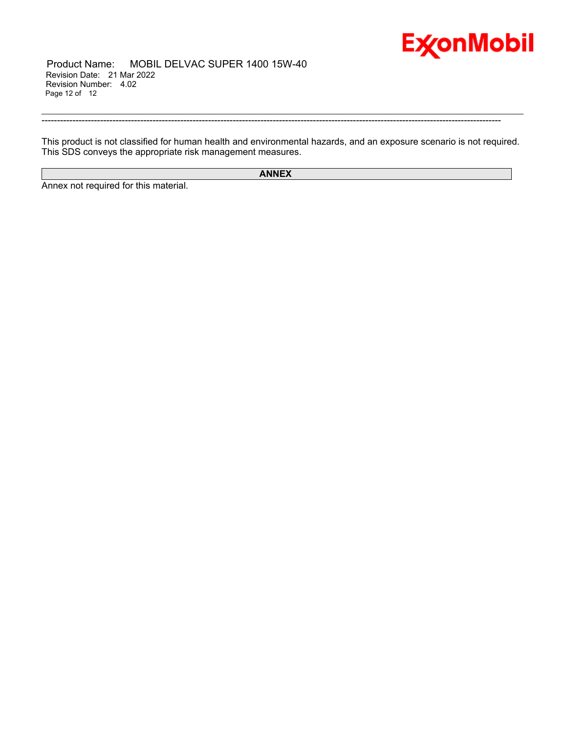This product is not classified for human health and environmental hazards, and an exposure scenario is not required. This SDS conveys the appropriate risk management measures.

## ANNEX

Annex not required for this material.